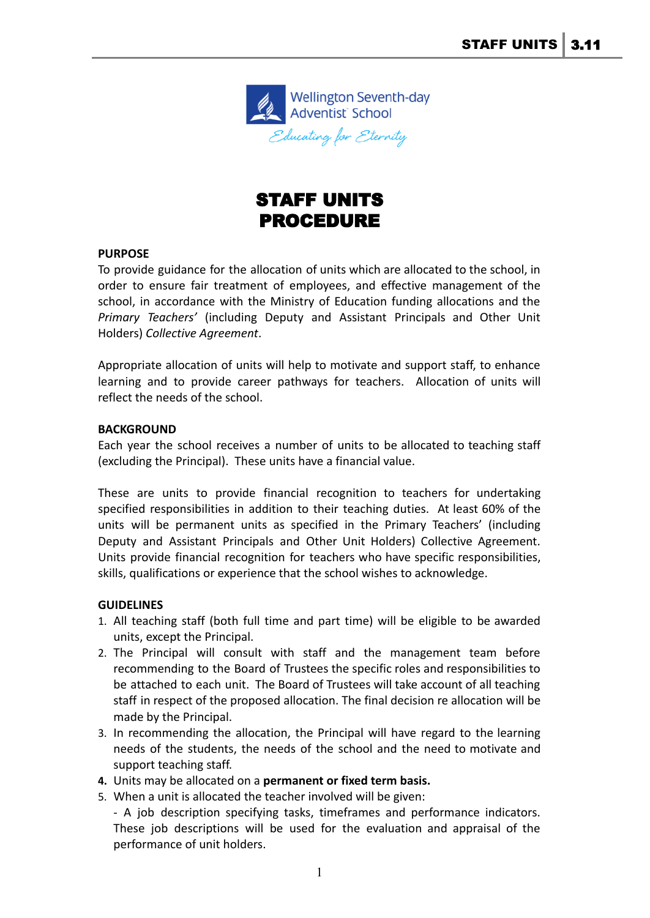Wellington Seventh-day Adventist School

*Educating for Eternity*

# STAFF UNITS PROCEDURE

**PURPOSE**

To provide guidance for the allocation of units which are allocated to the school, in order to ensure fair treatment of employees, and effective management of the school, in accordance with the Ministry of Education funding allocations and the *Primary Teachers'* (including Deputy and Assistant Principals and Other Unit Holders) *Collective Agreement*.

Appropriate allocation of units will help to motivate and support staff, to enhance learning and to provide career pathways for teachers. Allocation of units will reflect the needs of the school.

**BACKGROUND**

Each year the school receives a number of units to be allocated to teaching staff (excluding the Principal). These units have a financial value.

These are units to provide financial recognition to teachers for undertaking specified responsibilities in addition to their teaching duties. At least 60% of the units will be permanent units as specified in the Primary Teachers' (including Deputy and Assistant Principals and Other Unit Holders) Collective Agreement. Units provide financial recognition for teachers who have specific responsibilities, skills, qualifications or experience that the school wishes to acknowledge.

**GUIDELINES**

1. All teaching staff (both full time and part time) will be eligible to be awarded units, except the Principal.
2. The Principal will consult with staff and the management team before recommending to the Board of Trustees the specific roles and responsibilities to be attached to each unit. The Board of Trustees will take account of all teaching staff in respect of the proposed allocation. The final decision re allocation will be made by the Principal.
3. In recommending the allocation, the Principal will have regard to the learning needs of the students, the needs of the school and the need to motivate and support teaching staff.
4. Units may be allocated on a **permanent or fixed term basis.**
5. When a unit is allocated the teacher involved will be given:
   - A job description specifying tasks, timeframes and performance indicators. These job descriptions will be used for the evaluation and appraisal of the performance of unit holders.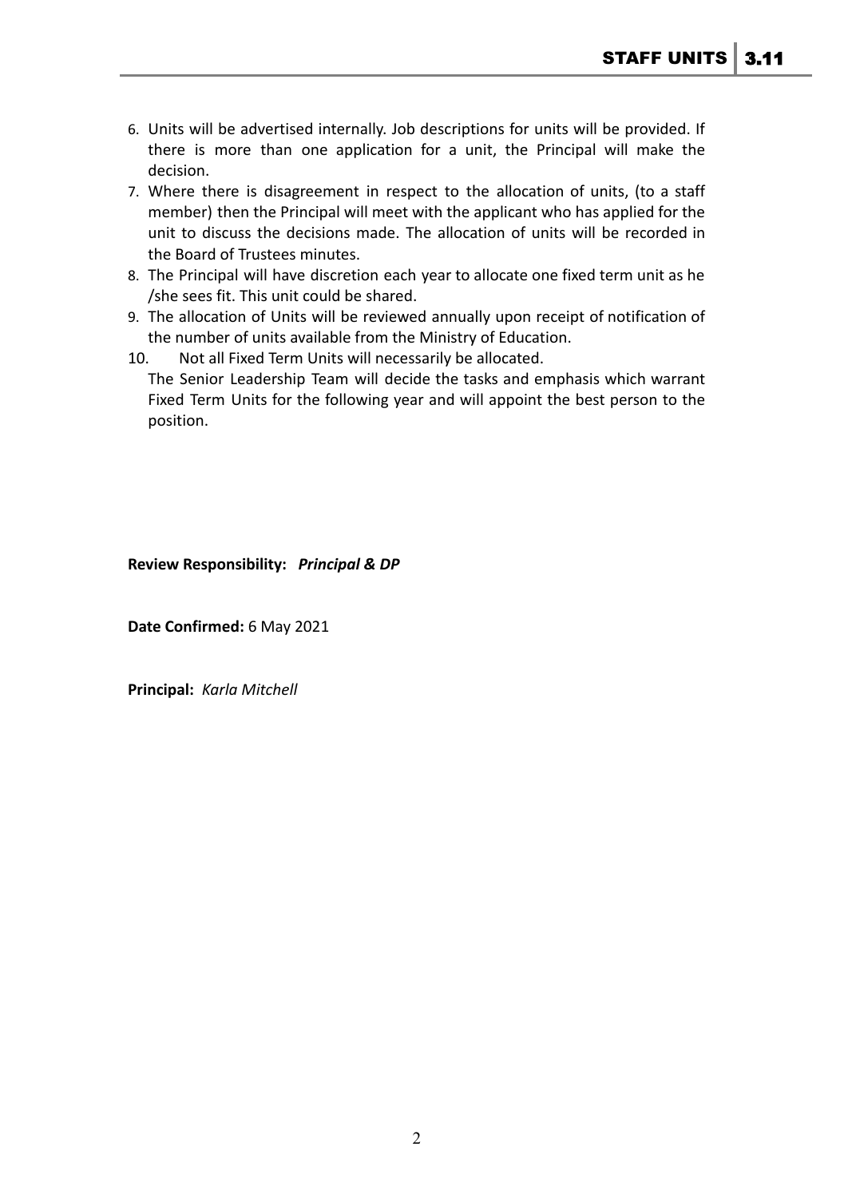6. Units will be advertised internally. Job descriptions for units will be provided. If there is more than one application for a unit, the Principal will make the decision.
7. Where there is disagreement in respect to the allocation of units, (to a staff member) then the Principal will meet with the applicant who has applied for the unit to discuss the decisions made. The allocation of units will be recorded in the Board of Trustees minutes.
8. The Principal will have discretion each year to allocate one fixed term unit as he /she sees fit. This unit could be shared.
9. The allocation of Units will be reviewed annually upon receipt of notification of the number of units available from the Ministry of Education.
10. Not all Fixed Term Units will necessarily be allocated.
    The Senior Leadership Team will decide the tasks and emphasis which warrant Fixed Term Units for the following year and will appoint the best person to the position.

**Review Responsibility:** ***Principal & DP***

**Date Confirmed:** 6 May 2021

**Principal:** *Karla Mitchell*